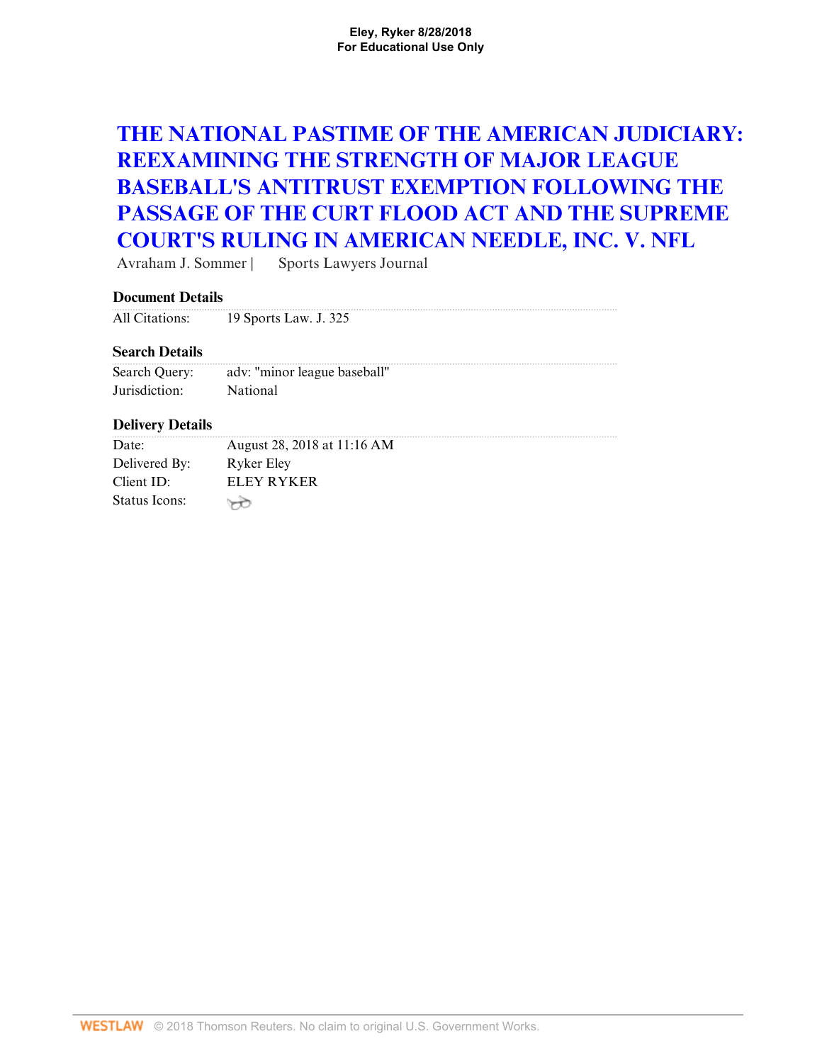# THE NATIONAL PASTIME OF THE AMERICAN JUDICIARY: REEXAMINING THE STRENGTH OF MAJOR LEAGUE BASEBALL'S ANTITRUST EXEMPTION FOLLOWING THE PASSAGE OF THE CURT FLOOD ACT AND THE SUPREME COURT'S RULING IN AMERICAN NEEDLE, INC. V. NFL

Avraham J. Sommer | Sports Lawyers Journal

### Document Details

| | |
|---|---|
| All Citations: | 19 Sports Law. J. 325 |

### Search Details

| | |
|---|---|
| Search Query: | adv: "minor league baseball" |
| Jurisdiction: | National |

### Delivery Details

| | |
|---|---|
| Date: | August 28, 2018 at 11:16 AM |
| Delivered By: | Ryker Eley |
| Client ID: | ELEY RYKER |
| Status Icons: | |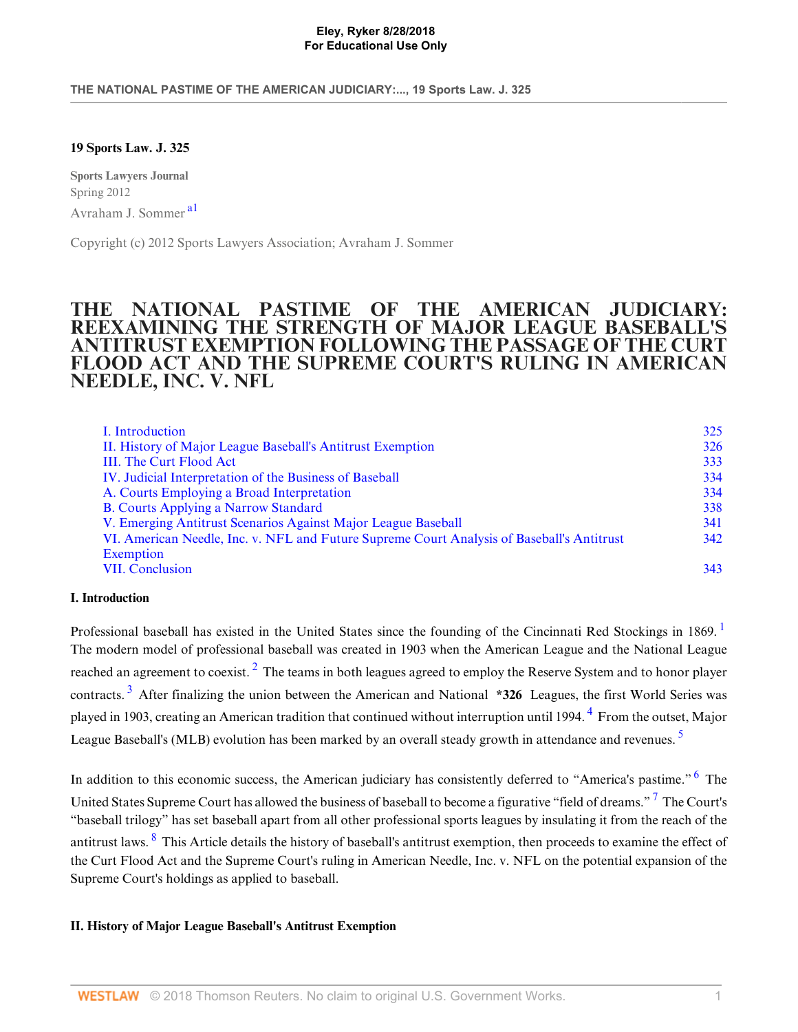**19 Sports Law. J. 325**

**Sports Lawyers Journal**
Spring 2012
Avraham J. Sommer[a1]

Copyright (c) 2012 Sports Lawyers Association; Avraham J. Sommer

# THE NATIONAL PASTIME OF THE AMERICAN JUDICIARY: REEXAMINING THE STRENGTH OF MAJOR LEAGUE BASEBALL'S ANTITRUST EXEMPTION FOLLOWING THE PASSAGE OF THE CURT FLOOD ACT AND THE SUPREME COURT'S RULING IN AMERICAN NEEDLE, INC. V. NFL

| | |
|---|---|
| I. Introduction | 325 |
| II. History of Major League Baseball's Antitrust Exemption | 326 |
| III. The Curt Flood Act | 333 |
| IV. Judicial Interpretation of the Business of Baseball | 334 |
| A. Courts Employing a Broad Interpretation | 334 |
| B. Courts Applying a Narrow Standard | 338 |
| V. Emerging Antitrust Scenarios Against Major League Baseball | 341 |
| VI. American Needle, Inc. v. NFL and Future Supreme Court Analysis of Baseball's Antitrust Exemption | 342 |
| VII. Conclusion | 343 |

## I. Introduction

Professional baseball has existed in the United States since the founding of the Cincinnati Red Stockings in 1869.[1] The modern model of professional baseball was created in 1903 when the American League and the National League reached an agreement to coexist.[2] The teams in both leagues agreed to employ the Reserve System and to honor player contracts.[3] After finalizing the union between the American and National **\*326** Leagues, the first World Series was played in 1903, creating an American tradition that continued without interruption until 1994.[4] From the outset, Major League Baseball's (MLB) evolution has been marked by an overall steady growth in attendance and revenues.[5]

In addition to this economic success, the American judiciary has consistently deferred to "America's pastime."[6] The United States Supreme Court has allowed the business of baseball to become a figurative "field of dreams."[7] The Court's "baseball trilogy" has set baseball apart from all other professional sports leagues by insulating it from the reach of the antitrust laws.[8] This Article details the history of baseball's antitrust exemption, then proceeds to examine the effect of the Curt Flood Act and the Supreme Court's ruling in American Needle, Inc. v. NFL on the potential expansion of the Supreme Court's holdings as applied to baseball.

## II. History of Major League Baseball's Antitrust Exemption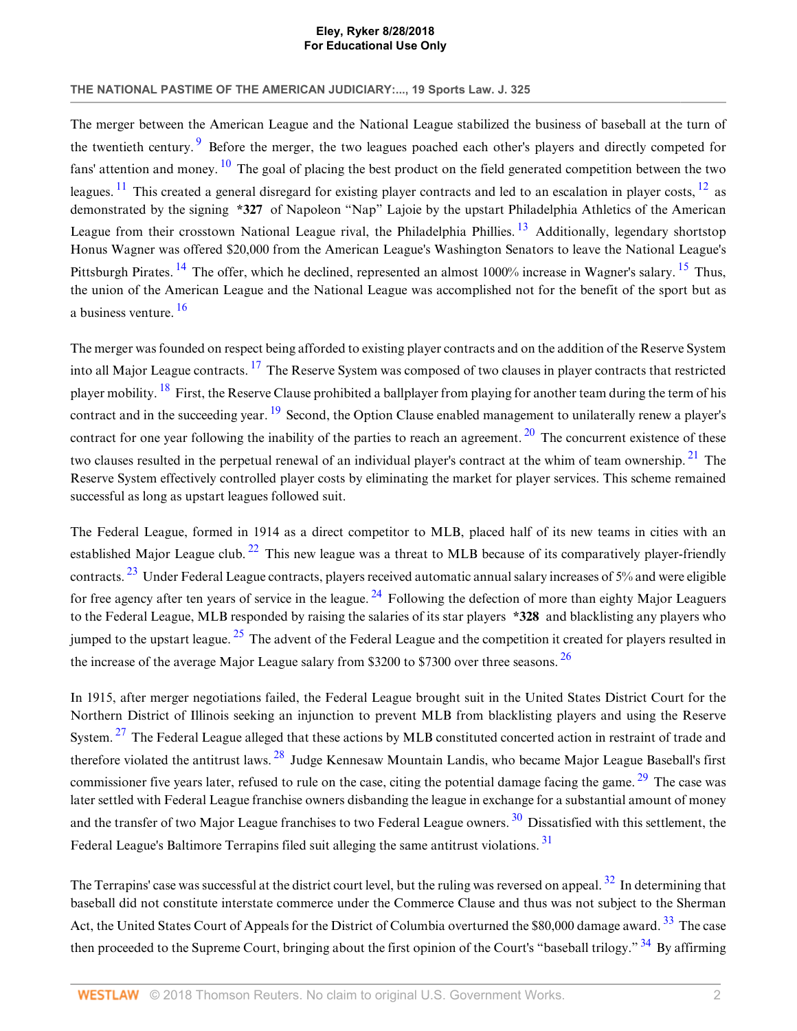The merger between the American League and the National League stabilized the business of baseball at the turn of the twentieth century.[9] Before the merger, the two leagues poached each other's players and directly competed for fans' attention and money.[10] The goal of placing the best product on the field generated competition between the two leagues.[11] This created a general disregard for existing player contracts and led to an escalation in player costs,[12] as demonstrated by the signing **\*327** of Napoleon "Nap" Lajoie by the upstart Philadelphia Athletics of the American League from their crosstown National League rival, the Philadelphia Phillies.[13] Additionally, legendary shortstop Honus Wagner was offered $20,000 from the American League's Washington Senators to leave the National League's Pittsburgh Pirates.[14] The offer, which he declined, represented an almost 1000% increase in Wagner's salary.[15] Thus, the union of the American League and the National League was accomplished not for the benefit of the sport but as a business venture.[16]

The merger was founded on respect being afforded to existing player contracts and on the addition of the Reserve System into all Major League contracts.[17] The Reserve System was composed of two clauses in player contracts that restricted player mobility.[18] First, the Reserve Clause prohibited a ballplayer from playing for another team during the term of his contract and in the succeeding year.[19] Second, the Option Clause enabled management to unilaterally renew a player's contract for one year following the inability of the parties to reach an agreement.[20] The concurrent existence of these two clauses resulted in the perpetual renewal of an individual player's contract at the whim of team ownership.[21] The Reserve System effectively controlled player costs by eliminating the market for player services. This scheme remained successful as long as upstart leagues followed suit.

The Federal League, formed in 1914 as a direct competitor to MLB, placed half of its new teams in cities with an established Major League club.[22] This new league was a threat to MLB because of its comparatively player-friendly contracts.[23] Under Federal League contracts, players received automatic annual salary increases of 5% and were eligible for free agency after ten years of service in the league.[24] Following the defection of more than eighty Major Leaguers to the Federal League, MLB responded by raising the salaries of its star players **\*328** and blacklisting any players who jumped to the upstart league.[25] The advent of the Federal League and the competition it created for players resulted in the increase of the average Major League salary from $3200 to $7300 over three seasons.[26]

In 1915, after merger negotiations failed, the Federal League brought suit in the United States District Court for the Northern District of Illinois seeking an injunction to prevent MLB from blacklisting players and using the Reserve System.[27] The Federal League alleged that these actions by MLB constituted concerted action in restraint of trade and therefore violated the antitrust laws.[28] Judge Kennesaw Mountain Landis, who became Major League Baseball's first commissioner five years later, refused to rule on the case, citing the potential damage facing the game.[29] The case was later settled with Federal League franchise owners disbanding the league in exchange for a substantial amount of money and the transfer of two Major League franchises to two Federal League owners.[30] Dissatisfied with this settlement, the Federal League's Baltimore Terrapins filed suit alleging the same antitrust violations.[31]

The Terrapins' case was successful at the district court level, but the ruling was reversed on appeal.[32] In determining that baseball did not constitute interstate commerce under the Commerce Clause and thus was not subject to the Sherman Act, the United States Court of Appeals for the District of Columbia overturned the $80,000 damage award.[33] The case then proceeded to the Supreme Court, bringing about the first opinion of the Court's "baseball trilogy."[34] By affirming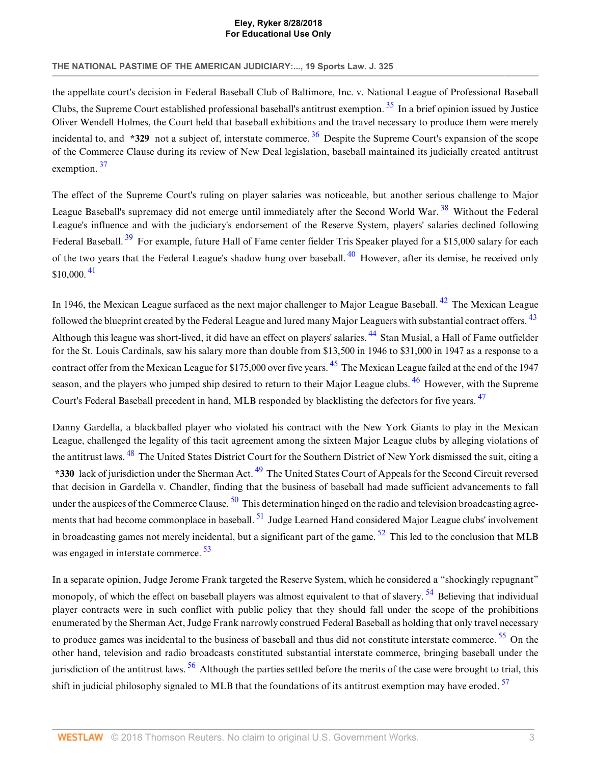the appellate court's decision in Federal Baseball Club of Baltimore, Inc. v. National League of Professional Baseball Clubs, the Supreme Court established professional baseball's antitrust exemption. [35] In a brief opinion issued by Justice Oliver Wendell Holmes, the Court held that baseball exhibitions and the travel necessary to produce them were merely incidental to, and **\*329** not a subject of, interstate commerce. [36] Despite the Supreme Court's expansion of the scope of the Commerce Clause during its review of New Deal legislation, baseball maintained its judicially created antitrust exemption. [37]

The effect of the Supreme Court's ruling on player salaries was noticeable, but another serious challenge to Major League Baseball's supremacy did not emerge until immediately after the Second World War. [38] Without the Federal League's influence and with the judiciary's endorsement of the Reserve System, players' salaries declined following Federal Baseball. [39] For example, future Hall of Fame center fielder Tris Speaker played for a $15,000 salary for each of the two years that the Federal League's shadow hung over baseball. [40] However, after its demise, he received only $10,000. [41]

In 1946, the Mexican League surfaced as the next major challenger to Major League Baseball. [42] The Mexican League followed the blueprint created by the Federal League and lured many Major Leaguers with substantial contract offers. [43] Although this league was short-lived, it did have an effect on players' salaries. [44] Stan Musial, a Hall of Fame outfielder for the St. Louis Cardinals, saw his salary more than double from $13,500 in 1946 to $31,000 in 1947 as a response to a contract offer from the Mexican League for $175,000 over five years. [45] The Mexican League failed at the end of the 1947 season, and the players who jumped ship desired to return to their Major League clubs. [46] However, with the Supreme Court's Federal Baseball precedent in hand, MLB responded by blacklisting the defectors for five years. [47]

Danny Gardella, a blackballed player who violated his contract with the New York Giants to play in the Mexican League, challenged the legality of this tacit agreement among the sixteen Major League clubs by alleging violations of the antitrust laws. [48] The United States District Court for the Southern District of New York dismissed the suit, citing a **\*330** lack of jurisdiction under the Sherman Act. [49] The United States Court of Appeals for the Second Circuit reversed that decision in Gardella v. Chandler, finding that the business of baseball had made sufficient advancements to fall under the auspices of the Commerce Clause. [50] This determination hinged on the radio and television broadcasting agreements that had become commonplace in baseball. [51] Judge Learned Hand considered Major League clubs' involvement in broadcasting games not merely incidental, but a significant part of the game. [52] This led to the conclusion that MLB was engaged in interstate commerce. [53]

In a separate opinion, Judge Jerome Frank targeted the Reserve System, which he considered a "shockingly repugnant" monopoly, of which the effect on baseball players was almost equivalent to that of slavery. [54] Believing that individual player contracts were in such conflict with public policy that they should fall under the scope of the prohibitions enumerated by the Sherman Act, Judge Frank narrowly construed Federal Baseball as holding that only travel necessary to produce games was incidental to the business of baseball and thus did not constitute interstate commerce. [55] On the other hand, television and radio broadcasts constituted substantial interstate commerce, bringing baseball under the jurisdiction of the antitrust laws. [56] Although the parties settled before the merits of the case were brought to trial, this shift in judicial philosophy signaled to MLB that the foundations of its antitrust exemption may have eroded. [57]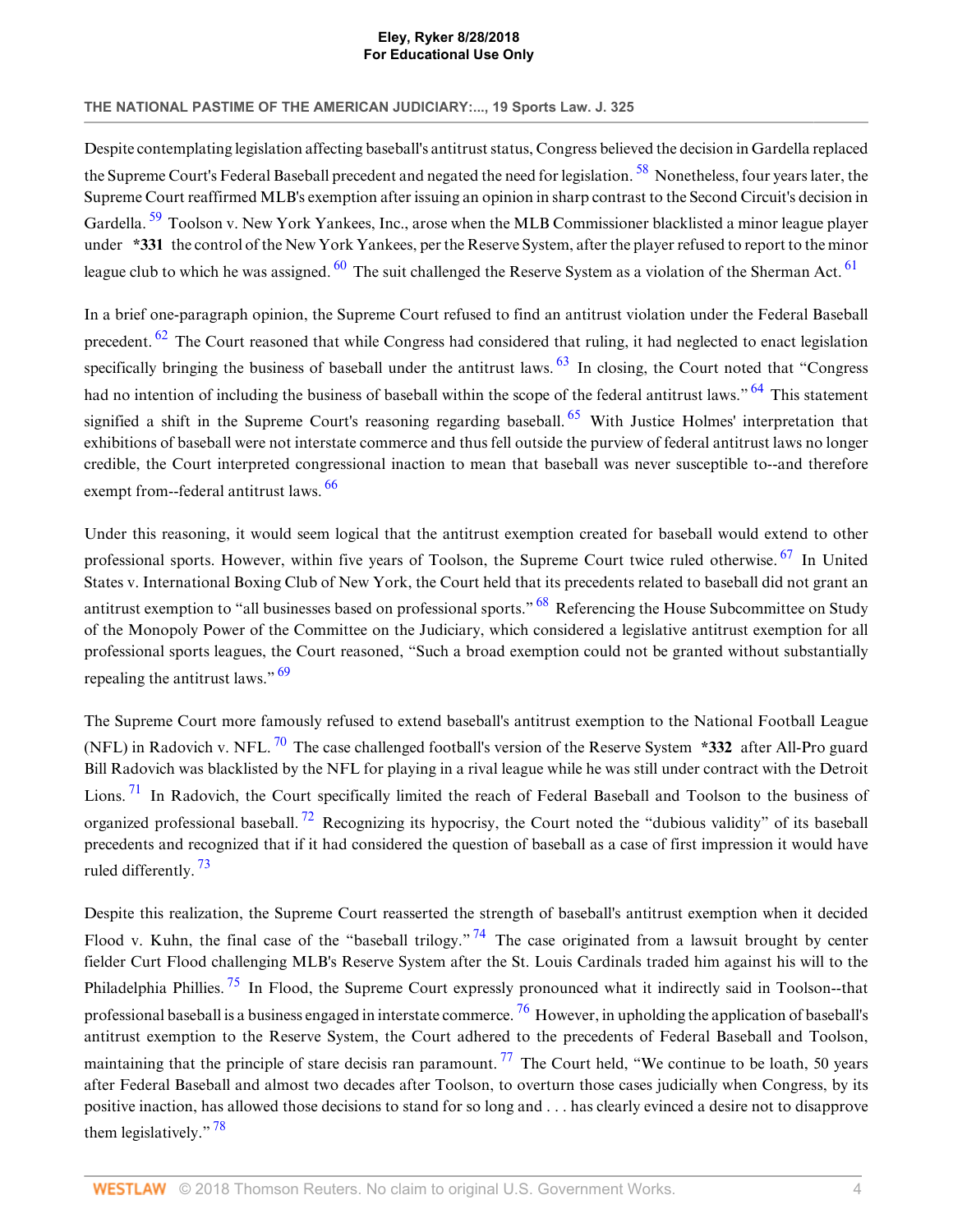Despite contemplating legislation affecting baseball's antitrust status, Congress believed the decision in Gardella replaced the Supreme Court's Federal Baseball precedent and negated the need for legislation. [58] Nonetheless, four years later, the Supreme Court reaffirmed MLB's exemption after issuing an opinion in sharp contrast to the Second Circuit's decision in Gardella. [59] Toolson v. New York Yankees, Inc., arose when the MLB Commissioner blacklisted a minor league player under **\*331** the control of the New York Yankees, per the Reserve System, after the player refused to report to the minor league club to which he was assigned. [60] The suit challenged the Reserve System as a violation of the Sherman Act. [61]

In a brief one-paragraph opinion, the Supreme Court refused to find an antitrust violation under the Federal Baseball precedent. [62] The Court reasoned that while Congress had considered that ruling, it had neglected to enact legislation specifically bringing the business of baseball under the antitrust laws. [63] In closing, the Court noted that "Congress had no intention of including the business of baseball within the scope of the federal antitrust laws." [64] This statement signified a shift in the Supreme Court's reasoning regarding baseball. [65] With Justice Holmes' interpretation that exhibitions of baseball were not interstate commerce and thus fell outside the purview of federal antitrust laws no longer credible, the Court interpreted congressional inaction to mean that baseball was never susceptible to--and therefore exempt from--federal antitrust laws. [66]

Under this reasoning, it would seem logical that the antitrust exemption created for baseball would extend to other professional sports. However, within five years of Toolson, the Supreme Court twice ruled otherwise. [67] In United States v. International Boxing Club of New York, the Court held that its precedents related to baseball did not grant an antitrust exemption to "all businesses based on professional sports." [68] Referencing the House Subcommittee on Study of the Monopoly Power of the Committee on the Judiciary, which considered a legislative antitrust exemption for all professional sports leagues, the Court reasoned, "Such a broad exemption could not be granted without substantially repealing the antitrust laws." [69]

The Supreme Court more famously refused to extend baseball's antitrust exemption to the National Football League (NFL) in Radovich v. NFL. [70] The case challenged football's version of the Reserve System **\*332** after All-Pro guard Bill Radovich was blacklisted by the NFL for playing in a rival league while he was still under contract with the Detroit Lions. [71] In Radovich, the Court specifically limited the reach of Federal Baseball and Toolson to the business of organized professional baseball. [72] Recognizing its hypocrisy, the Court noted the "dubious validity" of its baseball precedents and recognized that if it had considered the question of baseball as a case of first impression it would have ruled differently. [73]

Despite this realization, the Supreme Court reasserted the strength of baseball's antitrust exemption when it decided Flood v. Kuhn, the final case of the "baseball trilogy." [74] The case originated from a lawsuit brought by center fielder Curt Flood challenging MLB's Reserve System after the St. Louis Cardinals traded him against his will to the Philadelphia Phillies. [75] In Flood, the Supreme Court expressly pronounced what it indirectly said in Toolson--that professional baseball is a business engaged in interstate commerce. [76] However, in upholding the application of baseball's antitrust exemption to the Reserve System, the Court adhered to the precedents of Federal Baseball and Toolson, maintaining that the principle of stare decisis ran paramount. [77] The Court held, "We continue to be loath, 50 years after Federal Baseball and almost two decades after Toolson, to overturn those cases judicially when Congress, by its positive inaction, has allowed those decisions to stand for so long and . . . has clearly evinced a desire not to disapprove them legislatively." [78]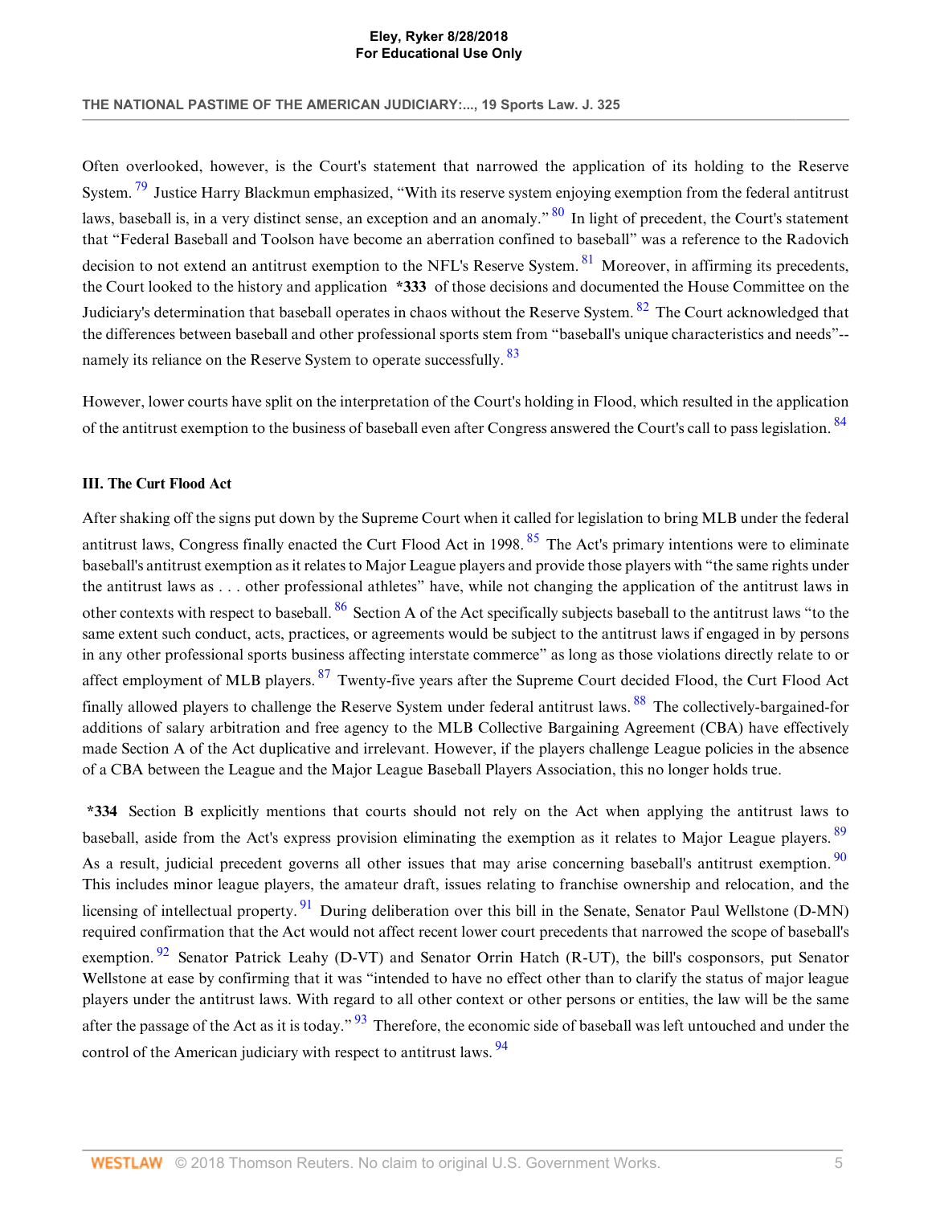Often overlooked, however, is the Court's statement that narrowed the application of its holding to the Reserve System. [79] Justice Harry Blackmun emphasized, "With its reserve system enjoying exemption from the federal antitrust laws, baseball is, in a very distinct sense, an exception and an anomaly." [80] In light of precedent, the Court's statement that "Federal Baseball and Toolson have become an aberration confined to baseball" was a reference to the Radovich decision to not extend an antitrust exemption to the NFL's Reserve System. [81] Moreover, in affirming its precedents, the Court looked to the history and application **\*333** of those decisions and documented the House Committee on the Judiciary's determination that baseball operates in chaos without the Reserve System. [82] The Court acknowledged that the differences between baseball and other professional sports stem from "baseball's unique characteristics and needs"--namely its reliance on the Reserve System to operate successfully. [83]

However, lower courts have split on the interpretation of the Court's holding in Flood, which resulted in the application of the antitrust exemption to the business of baseball even after Congress answered the Court's call to pass legislation. [84]

### III. The Curt Flood Act

After shaking off the signs put down by the Supreme Court when it called for legislation to bring MLB under the federal antitrust laws, Congress finally enacted the Curt Flood Act in 1998. [85] The Act's primary intentions were to eliminate baseball's antitrust exemption as it relates to Major League players and provide those players with "the same rights under the antitrust laws as . . . other professional athletes" have, while not changing the application of the antitrust laws in other contexts with respect to baseball. [86] Section A of the Act specifically subjects baseball to the antitrust laws "to the same extent such conduct, acts, practices, or agreements would be subject to the antitrust laws if engaged in by persons in any other professional sports business affecting interstate commerce" as long as those violations directly relate to or affect employment of MLB players. [87] Twenty-five years after the Supreme Court decided Flood, the Curt Flood Act finally allowed players to challenge the Reserve System under federal antitrust laws. [88] The collectively-bargained-for additions of salary arbitration and free agency to the MLB Collective Bargaining Agreement (CBA) have effectively made Section A of the Act duplicative and irrelevant. However, if the players challenge League policies in the absence of a CBA between the League and the Major League Baseball Players Association, this no longer holds true.

**\*334** Section B explicitly mentions that courts should not rely on the Act when applying the antitrust laws to baseball, aside from the Act's express provision eliminating the exemption as it relates to Major League players. [89] As a result, judicial precedent governs all other issues that may arise concerning baseball's antitrust exemption. [90] This includes minor league players, the amateur draft, issues relating to franchise ownership and relocation, and the licensing of intellectual property. [91] During deliberation over this bill in the Senate, Senator Paul Wellstone (D-MN) required confirmation that the Act would not affect recent lower court precedents that narrowed the scope of baseball's exemption. [92] Senator Patrick Leahy (D-VT) and Senator Orrin Hatch (R-UT), the bill's cosponsors, put Senator Wellstone at ease by confirming that it was "intended to have no effect other than to clarify the status of major league players under the antitrust laws. With regard to all other context or other persons or entities, the law will be the same after the passage of the Act as it is today." [93] Therefore, the economic side of baseball was left untouched and under the control of the American judiciary with respect to antitrust laws. [94]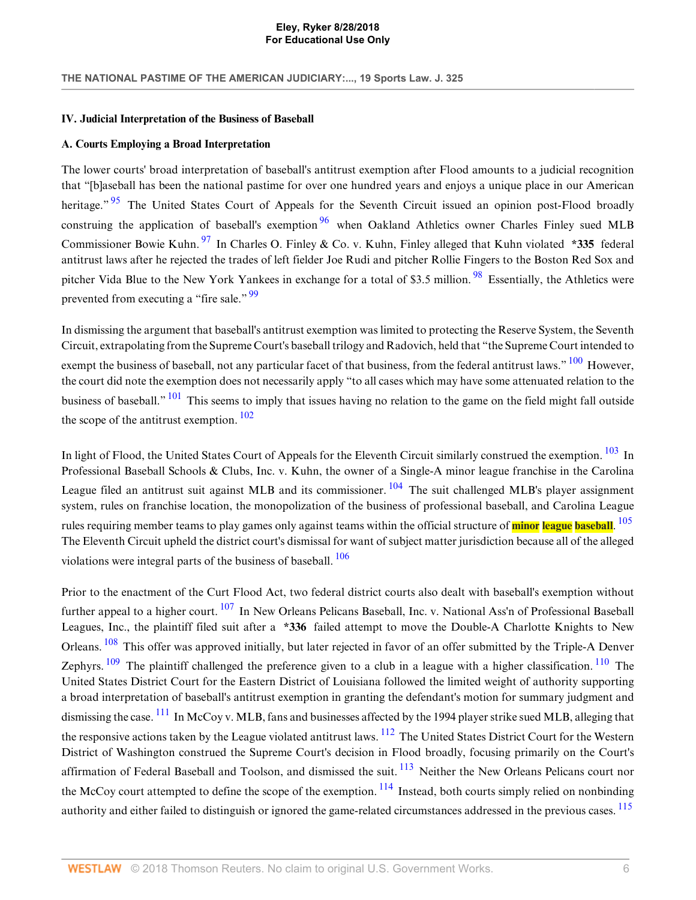### IV. Judicial Interpretation of the Business of Baseball

#### A. Courts Employing a Broad Interpretation

The lower courts' broad interpretation of baseball's antitrust exemption after Flood amounts to a judicial recognition that "[b]aseball has been the national pastime for over one hundred years and enjoys a unique place in our American heritage."[95] The United States Court of Appeals for the Seventh Circuit issued an opinion post-Flood broadly construing the application of baseball's exemption[96] when Oakland Athletics owner Charles Finley sued MLB Commissioner Bowie Kuhn.[97] In Charles O. Finley & Co. v. Kuhn, Finley alleged that Kuhn violated **\*335** federal antitrust laws after he rejected the trades of left fielder Joe Rudi and pitcher Rollie Fingers to the Boston Red Sox and pitcher Vida Blue to the New York Yankees in exchange for a total of $3.5 million.[98] Essentially, the Athletics were prevented from executing a "fire sale."[99]

In dismissing the argument that baseball's antitrust exemption was limited to protecting the Reserve System, the Seventh Circuit, extrapolating from the Supreme Court's baseball trilogy and Radovich, held that "the Supreme Court intended to exempt the business of baseball, not any particular facet of that business, from the federal antitrust laws."[100] However, the court did note the exemption does not necessarily apply "to all cases which may have some attenuated relation to the business of baseball."[101] This seems to imply that issues having no relation to the game on the field might fall outside the scope of the antitrust exemption.[102]

In light of Flood, the United States Court of Appeals for the Eleventh Circuit similarly construed the exemption.[103] In Professional Baseball Schools & Clubs, Inc. v. Kuhn, the owner of a Single-A minor league franchise in the Carolina League filed an antitrust suit against MLB and its commissioner.[104] The suit challenged MLB's player assignment system, rules on franchise location, the monopolization of the business of professional baseball, and Carolina League rules requiring member teams to play games only against teams within the official structure of minor league baseball.[105] The Eleventh Circuit upheld the district court's dismissal for want of subject matter jurisdiction because all of the alleged violations were integral parts of the business of baseball.[106]

Prior to the enactment of the Curt Flood Act, two federal district courts also dealt with baseball's exemption without further appeal to a higher court.[107] In New Orleans Pelicans Baseball, Inc. v. National Ass'n of Professional Baseball Leagues, Inc., the plaintiff filed suit after a **\*336** failed attempt to move the Double-A Charlotte Knights to New Orleans.[108] This offer was approved initially, but later rejected in favor of an offer submitted by the Triple-A Denver Zephyrs.[109] The plaintiff challenged the preference given to a club in a league with a higher classification.[110] The United States District Court for the Eastern District of Louisiana followed the limited weight of authority supporting a broad interpretation of baseball's antitrust exemption in granting the defendant's motion for summary judgment and dismissing the case.[111] In McCoy v. MLB, fans and businesses affected by the 1994 player strike sued MLB, alleging that the responsive actions taken by the League violated antitrust laws.[112] The United States District Court for the Western District of Washington construed the Supreme Court's decision in Flood broadly, focusing primarily on the Court's affirmation of Federal Baseball and Toolson, and dismissed the suit.[113] Neither the New Orleans Pelicans court nor the McCoy court attempted to define the scope of the exemption.[114] Instead, both courts simply relied on nonbinding authority and either failed to distinguish or ignored the game-related circumstances addressed in the previous cases.[115]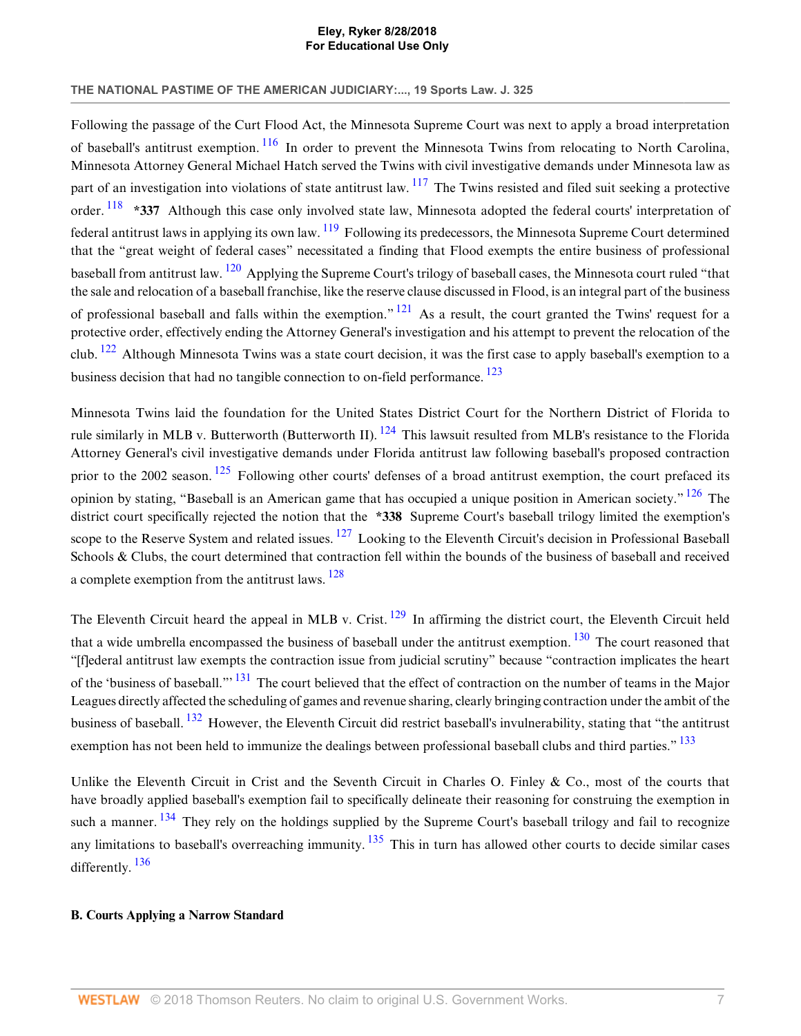Following the passage of the Curt Flood Act, the Minnesota Supreme Court was next to apply a broad interpretation of baseball's antitrust exemption. [116] In order to prevent the Minnesota Twins from relocating to North Carolina, Minnesota Attorney General Michael Hatch served the Twins with civil investigative demands under Minnesota law as part of an investigation into violations of state antitrust law. [117] The Twins resisted and filed suit seeking a protective order. [118] **\*337** Although this case only involved state law, Minnesota adopted the federal courts' interpretation of federal antitrust laws in applying its own law. [119] Following its predecessors, the Minnesota Supreme Court determined that the "great weight of federal cases" necessitated a finding that Flood exempts the entire business of professional baseball from antitrust law. [120] Applying the Supreme Court's trilogy of baseball cases, the Minnesota court ruled "that the sale and relocation of a baseball franchise, like the reserve clause discussed in Flood, is an integral part of the business of professional baseball and falls within the exemption." [121] As a result, the court granted the Twins' request for a protective order, effectively ending the Attorney General's investigation and his attempt to prevent the relocation of the club. [122] Although Minnesota Twins was a state court decision, it was the first case to apply baseball's exemption to a business decision that had no tangible connection to on-field performance. [123]

Minnesota Twins laid the foundation for the United States District Court for the Northern District of Florida to rule similarly in MLB v. Butterworth (Butterworth II). [124] This lawsuit resulted from MLB's resistance to the Florida Attorney General's civil investigative demands under Florida antitrust law following baseball's proposed contraction prior to the 2002 season. [125] Following other courts' defenses of a broad antitrust exemption, the court prefaced its opinion by stating, "Baseball is an American game that has occupied a unique position in American society." [126] The district court specifically rejected the notion that the **\*338** Supreme Court's baseball trilogy limited the exemption's scope to the Reserve System and related issues. [127] Looking to the Eleventh Circuit's decision in Professional Baseball Schools & Clubs, the court determined that contraction fell within the bounds of the business of baseball and received a complete exemption from the antitrust laws. [128]

The Eleventh Circuit heard the appeal in MLB v. Crist. [129] In affirming the district court, the Eleventh Circuit held that a wide umbrella encompassed the business of baseball under the antitrust exemption. [130] The court reasoned that "[f]ederal antitrust law exempts the contraction issue from judicial scrutiny" because "contraction implicates the heart of the 'business of baseball.'" [131] The court believed that the effect of contraction on the number of teams in the Major Leagues directly affected the scheduling of games and revenue sharing, clearly bringing contraction under the ambit of the business of baseball. [132] However, the Eleventh Circuit did restrict baseball's invulnerability, stating that "the antitrust exemption has not been held to immunize the dealings between professional baseball clubs and third parties." [133]

Unlike the Eleventh Circuit in Crist and the Seventh Circuit in Charles O. Finley & Co., most of the courts that have broadly applied baseball's exemption fail to specifically delineate their reasoning for construing the exemption in such a manner. [134] They rely on the holdings supplied by the Supreme Court's baseball trilogy and fail to recognize any limitations to baseball's overreaching immunity. [135] This in turn has allowed other courts to decide similar cases differently. [136]

### B. Courts Applying a Narrow Standard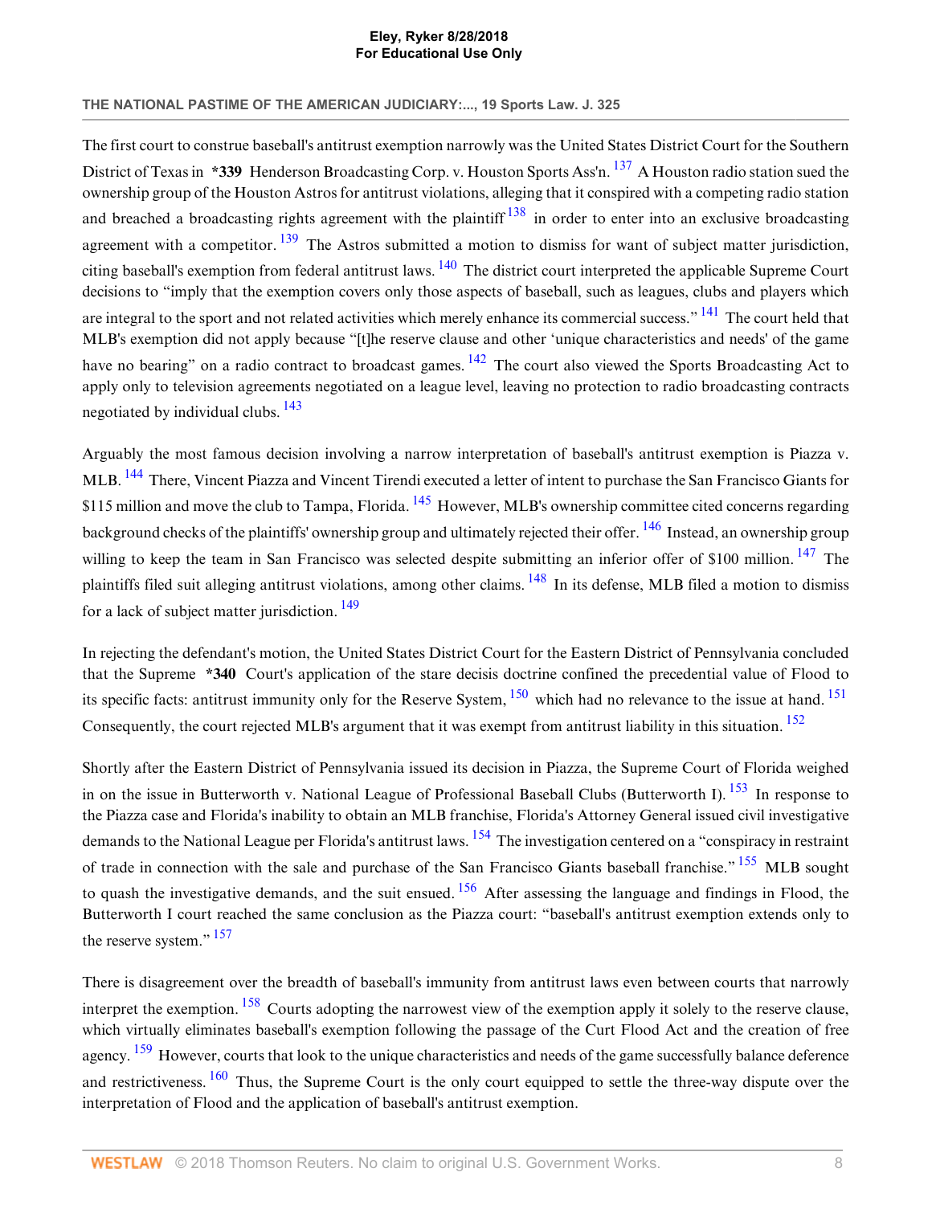The first court to construe baseball's antitrust exemption narrowly was the United States District Court for the Southern District of Texas in **\*339** Henderson Broadcasting Corp. v. Houston Sports Ass'n. [137] A Houston radio station sued the ownership group of the Houston Astros for antitrust violations, alleging that it conspired with a competing radio station and breached a broadcasting rights agreement with the plaintiff [138] in order to enter into an exclusive broadcasting agreement with a competitor. [139] The Astros submitted a motion to dismiss for want of subject matter jurisdiction, citing baseball's exemption from federal antitrust laws. [140] The district court interpreted the applicable Supreme Court decisions to "imply that the exemption covers only those aspects of baseball, such as leagues, clubs and players which are integral to the sport and not related activities which merely enhance its commercial success." [141] The court held that MLB's exemption did not apply because "[t]he reserve clause and other 'unique characteristics and needs' of the game have no bearing" on a radio contract to broadcast games. [142] The court also viewed the Sports Broadcasting Act to apply only to television agreements negotiated on a league level, leaving no protection to radio broadcasting contracts negotiated by individual clubs. [143]

Arguably the most famous decision involving a narrow interpretation of baseball's antitrust exemption is Piazza v. MLB. [144] There, Vincent Piazza and Vincent Tirendi executed a letter of intent to purchase the San Francisco Giants for $115 million and move the club to Tampa, Florida. [145] However, MLB's ownership committee cited concerns regarding background checks of the plaintiffs' ownership group and ultimately rejected their offer. [146] Instead, an ownership group willing to keep the team in San Francisco was selected despite submitting an inferior offer of $100 million. [147] The plaintiffs filed suit alleging antitrust violations, among other claims. [148] In its defense, MLB filed a motion to dismiss for a lack of subject matter jurisdiction. [149]

In rejecting the defendant's motion, the United States District Court for the Eastern District of Pennsylvania concluded that the Supreme **\*340** Court's application of the stare decisis doctrine confined the precedential value of Flood to its specific facts: antitrust immunity only for the Reserve System, [150] which had no relevance to the issue at hand. [151] Consequently, the court rejected MLB's argument that it was exempt from antitrust liability in this situation. [152]

Shortly after the Eastern District of Pennsylvania issued its decision in Piazza, the Supreme Court of Florida weighed in on the issue in Butterworth v. National League of Professional Baseball Clubs (Butterworth I). [153] In response to the Piazza case and Florida's inability to obtain an MLB franchise, Florida's Attorney General issued civil investigative demands to the National League per Florida's antitrust laws. [154] The investigation centered on a "conspiracy in restraint of trade in connection with the sale and purchase of the San Francisco Giants baseball franchise." [155] MLB sought to quash the investigative demands, and the suit ensued. [156] After assessing the language and findings in Flood, the Butterworth I court reached the same conclusion as the Piazza court: "baseball's antitrust exemption extends only to the reserve system." [157]

There is disagreement over the breadth of baseball's immunity from antitrust laws even between courts that narrowly interpret the exemption. [158] Courts adopting the narrowest view of the exemption apply it solely to the reserve clause, which virtually eliminates baseball's exemption following the passage of the Curt Flood Act and the creation of free agency. [159] However, courts that look to the unique characteristics and needs of the game successfully balance deference and restrictiveness. [160] Thus, the Supreme Court is the only court equipped to settle the three-way dispute over the interpretation of Flood and the application of baseball's antitrust exemption.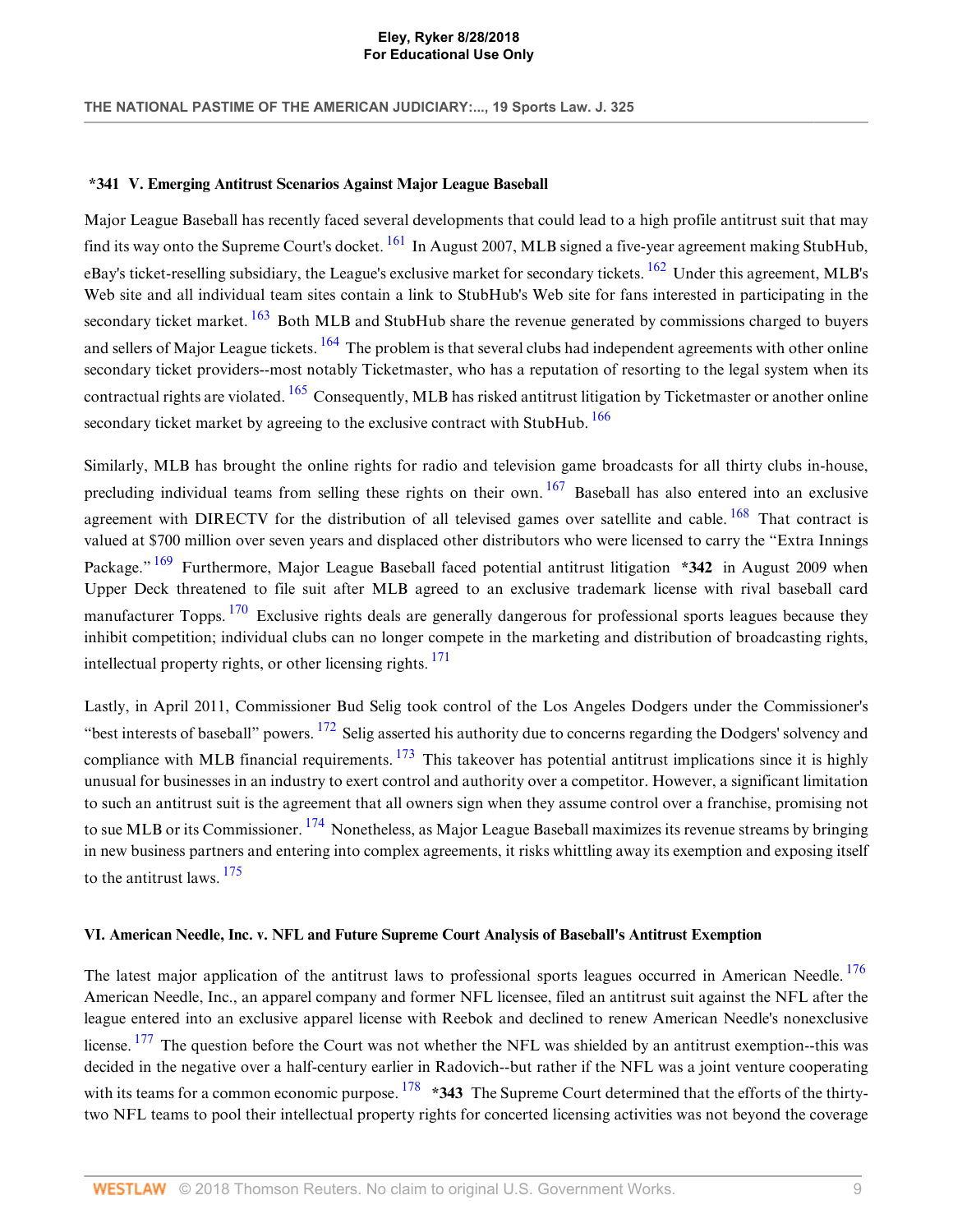## *341 V. Emerging Antitrust Scenarios Against Major League Baseball

Major League Baseball has recently faced several developments that could lead to a high profile antitrust suit that may find its way onto the Supreme Court's docket. [161] In August 2007, MLB signed a five-year agreement making StubHub, eBay's ticket-reselling subsidiary, the League's exclusive market for secondary tickets. [162] Under this agreement, MLB's Web site and all individual team sites contain a link to StubHub's Web site for fans interested in participating in the secondary ticket market. [163] Both MLB and StubHub share the revenue generated by commissions charged to buyers and sellers of Major League tickets. [164] The problem is that several clubs had independent agreements with other online secondary ticket providers--most notably Ticketmaster, who has a reputation of resorting to the legal system when its contractual rights are violated. [165] Consequently, MLB has risked antitrust litigation by Ticketmaster or another online secondary ticket market by agreeing to the exclusive contract with StubHub. [166]

Similarly, MLB has brought the online rights for radio and television game broadcasts for all thirty clubs in-house, precluding individual teams from selling these rights on their own. [167] Baseball has also entered into an exclusive agreement with DIRECTV for the distribution of all televised games over satellite and cable. [168] That contract is valued at $700 million over seven years and displaced other distributors who were licensed to carry the "Extra Innings Package." [169] Furthermore, Major League Baseball faced potential antitrust litigation **\*342** in August 2009 when Upper Deck threatened to file suit after MLB agreed to an exclusive trademark license with rival baseball card manufacturer Topps. [170] Exclusive rights deals are generally dangerous for professional sports leagues because they inhibit competition; individual clubs can no longer compete in the marketing and distribution of broadcasting rights, intellectual property rights, or other licensing rights. [171]

Lastly, in April 2011, Commissioner Bud Selig took control of the Los Angeles Dodgers under the Commissioner's "best interests of baseball" powers. [172] Selig asserted his authority due to concerns regarding the Dodgers' solvency and compliance with MLB financial requirements. [173] This takeover has potential antitrust implications since it is highly unusual for businesses in an industry to exert control and authority over a competitor. However, a significant limitation to such an antitrust suit is the agreement that all owners sign when they assume control over a franchise, promising not to sue MLB or its Commissioner. [174] Nonetheless, as Major League Baseball maximizes its revenue streams by bringing in new business partners and entering into complex agreements, it risks whittling away its exemption and exposing itself to the antitrust laws. [175]

## VI. American Needle, Inc. v. NFL and Future Supreme Court Analysis of Baseball's Antitrust Exemption

The latest major application of the antitrust laws to professional sports leagues occurred in American Needle. [176] American Needle, Inc., an apparel company and former NFL licensee, filed an antitrust suit against the NFL after the league entered into an exclusive apparel license with Reebok and declined to renew American Needle's nonexclusive license. [177] The question before the Court was not whether the NFL was shielded by an antitrust exemption--this was decided in the negative over a half-century earlier in Radovich--but rather if the NFL was a joint venture cooperating with its teams for a common economic purpose. [178] **\*343** The Supreme Court determined that the efforts of the thirty-two NFL teams to pool their intellectual property rights for concerted licensing activities was not beyond the coverage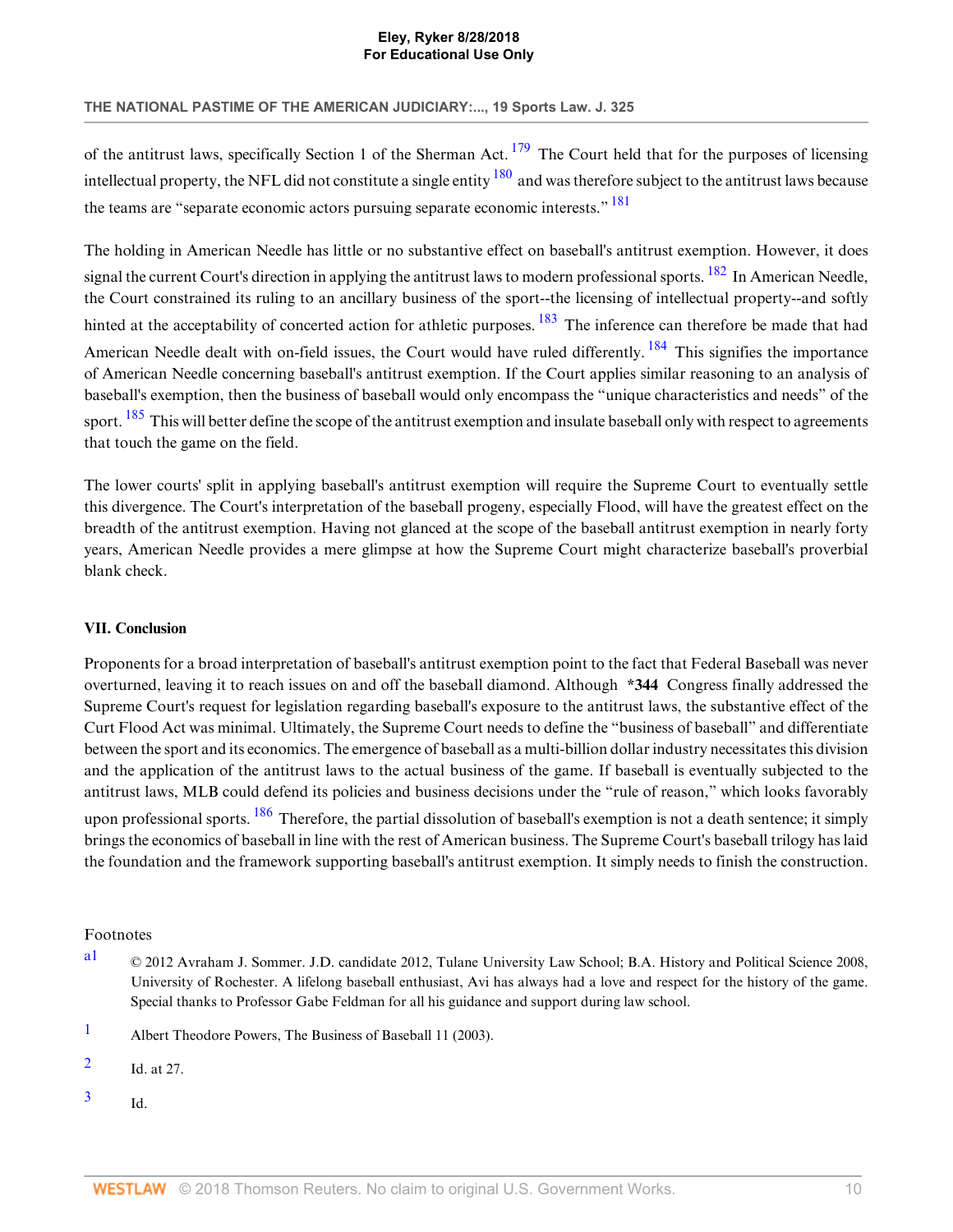of the antitrust laws, specifically Section 1 of the Sherman Act. [179] The Court held that for the purposes of licensing intellectual property, the NFL did not constitute a single entity [180] and was therefore subject to the antitrust laws because the teams are "separate economic actors pursuing separate economic interests." [181]

The holding in American Needle has little or no substantive effect on baseball's antitrust exemption. However, it does signal the current Court's direction in applying the antitrust laws to modern professional sports. [182] In American Needle, the Court constrained its ruling to an ancillary business of the sport--the licensing of intellectual property--and softly hinted at the acceptability of concerted action for athletic purposes. [183] The inference can therefore be made that had American Needle dealt with on-field issues, the Court would have ruled differently. [184] This signifies the importance of American Needle concerning baseball's antitrust exemption. If the Court applies similar reasoning to an analysis of baseball's exemption, then the business of baseball would only encompass the "unique characteristics and needs" of the sport. [185] This will better define the scope of the antitrust exemption and insulate baseball only with respect to agreements that touch the game on the field.

The lower courts' split in applying baseball's antitrust exemption will require the Supreme Court to eventually settle this divergence. The Court's interpretation of the baseball progeny, especially Flood, will have the greatest effect on the breadth of the antitrust exemption. Having not glanced at the scope of the baseball antitrust exemption in nearly forty years, American Needle provides a mere glimpse at how the Supreme Court might characterize baseball's proverbial blank check.

### VII. Conclusion

Proponents for a broad interpretation of baseball's antitrust exemption point to the fact that Federal Baseball was never overturned, leaving it to reach issues on and off the baseball diamond. Although **\*344** Congress finally addressed the Supreme Court's request for legislation regarding baseball's exposure to the antitrust laws, the substantive effect of the Curt Flood Act was minimal. Ultimately, the Supreme Court needs to define the "business of baseball" and differentiate between the sport and its economics. The emergence of baseball as a multi-billion dollar industry necessitates this division and the application of the antitrust laws to the actual business of the game. If baseball is eventually subjected to the antitrust laws, MLB could defend its policies and business decisions under the "rule of reason," which looks favorably upon professional sports. [186] Therefore, the partial dissolution of baseball's exemption is not a death sentence; it simply brings the economics of baseball in line with the rest of American business. The Supreme Court's baseball trilogy has laid the foundation and the framework supporting baseball's antitrust exemption. It simply needs to finish the construction.

Footnotes

a1 © 2012 Avraham J. Sommer. J.D. candidate 2012, Tulane University Law School; B.A. History and Political Science 2008, University of Rochester. A lifelong baseball enthusiast, Avi has always had a love and respect for the history of the game. Special thanks to Professor Gabe Feldman for all his guidance and support during law school.

1 Albert Theodore Powers, The Business of Baseball 11 (2003).

2 Id. at 27.

3 Id.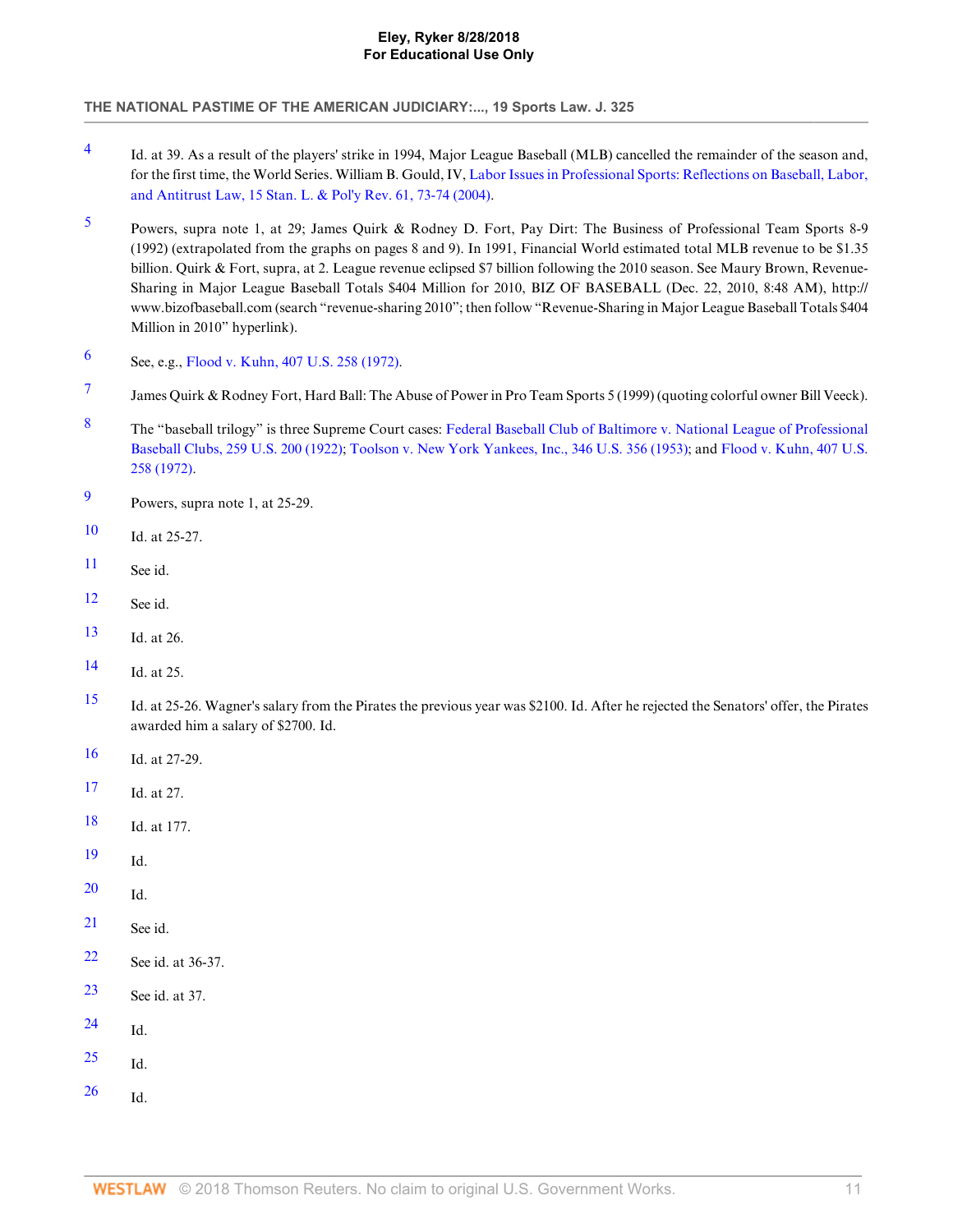4 Id. at 39. As a result of the players' strike in 1994, Major League Baseball (MLB) cancelled the remainder of the season and, for the first time, the World Series. William B. Gould, IV, Labor Issues in Professional Sports: Reflections on Baseball, Labor, and Antitrust Law, 15 Stan. L. & Pol'y Rev. 61, 73-74 (2004).

5 Powers, supra note 1, at 29; James Quirk & Rodney D. Fort, Pay Dirt: The Business of Professional Team Sports 8-9 (1992) (extrapolated from the graphs on pages 8 and 9). In 1991, Financial World estimated total MLB revenue to be $1.35 billion. Quirk & Fort, supra, at 2. League revenue eclipsed $7 billion following the 2010 season. See Maury Brown, Revenue-Sharing in Major League Baseball Totals $404 Million for 2010, BIZ OF BASEBALL (Dec. 22, 2010, 8:48 AM), http://www.bizofbaseball.com (search "revenue-sharing 2010"; then follow "Revenue-Sharing in Major League Baseball Totals $404 Million in 2010" hyperlink).

6 See, e.g., Flood v. Kuhn, 407 U.S. 258 (1972).

7 James Quirk & Rodney Fort, Hard Ball: The Abuse of Power in Pro Team Sports 5 (1999) (quoting colorful owner Bill Veeck).

8 The "baseball trilogy" is three Supreme Court cases: Federal Baseball Club of Baltimore v. National League of Professional Baseball Clubs, 259 U.S. 200 (1922); Toolson v. New York Yankees, Inc., 346 U.S. 356 (1953); and Flood v. Kuhn, 407 U.S. 258 (1972).

9 Powers, supra note 1, at 25-29.

10 Id. at 25-27.

11 See id.

12 See id.

13 Id. at 26.

14 Id. at 25.

15 Id. at 25-26. Wagner's salary from the Pirates the previous year was $2100. Id. After he rejected the Senators' offer, the Pirates awarded him a salary of $2700. Id.

16 Id. at 27-29.

17 Id. at 27.

18 Id. at 177.

19 Id.

20 Id.

21 See id.

22 See id. at 36-37.

23 See id. at 37.

24 Id.

25 Id.

26 Id.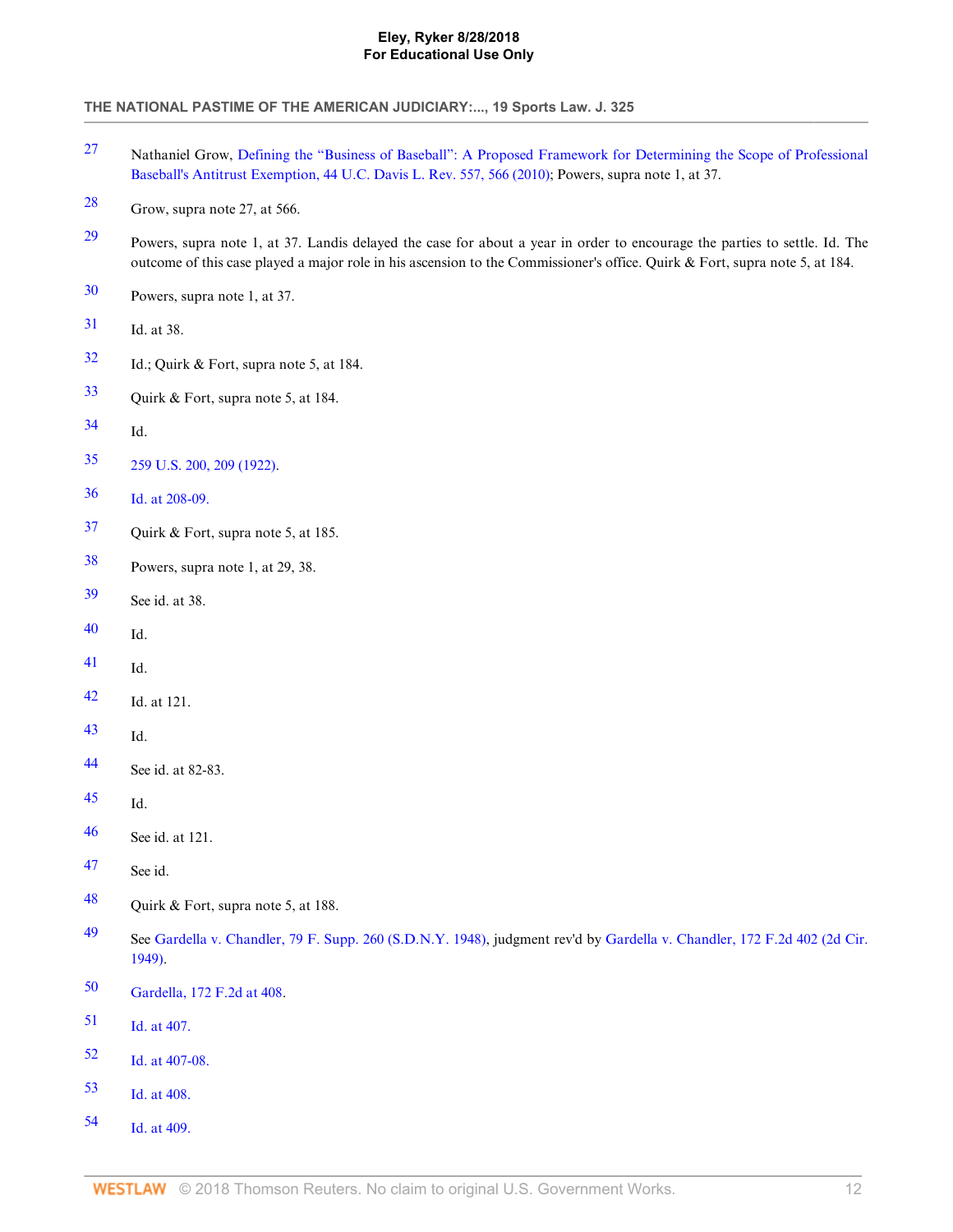27 Nathaniel Grow, Defining the "Business of Baseball": A Proposed Framework for Determining the Scope of Professional Baseball's Antitrust Exemption, 44 U.C. Davis L. Rev. 557, 566 (2010); Powers, supra note 1, at 37.

28 Grow, supra note 27, at 566.

29 Powers, supra note 1, at 37. Landis delayed the case for about a year in order to encourage the parties to settle. Id. The outcome of this case played a major role in his ascension to the Commissioner's office. Quirk & Fort, supra note 5, at 184.

30 Powers, supra note 1, at 37.

31 Id. at 38.

32 Id.; Quirk & Fort, supra note 5, at 184.

33 Quirk & Fort, supra note 5, at 184.

34 Id.

35 259 U.S. 200, 209 (1922).

36 Id. at 208-09.

37 Quirk & Fort, supra note 5, at 185.

38 Powers, supra note 1, at 29, 38.

39 See id. at 38.

40 Id.

41 Id.

42 Id. at 121.

43 Id.

44 See id. at 82-83.

45 Id.

46 See id. at 121.

47 See id.

48 Quirk & Fort, supra note 5, at 188.

49 See Gardella v. Chandler, 79 F. Supp. 260 (S.D.N.Y. 1948), judgment rev'd by Gardella v. Chandler, 172 F.2d 402 (2d Cir. 1949).

50 Gardella, 172 F.2d at 408.

51 Id. at 407.

52 Id. at 407-08.

53 Id. at 408.

54 Id. at 409.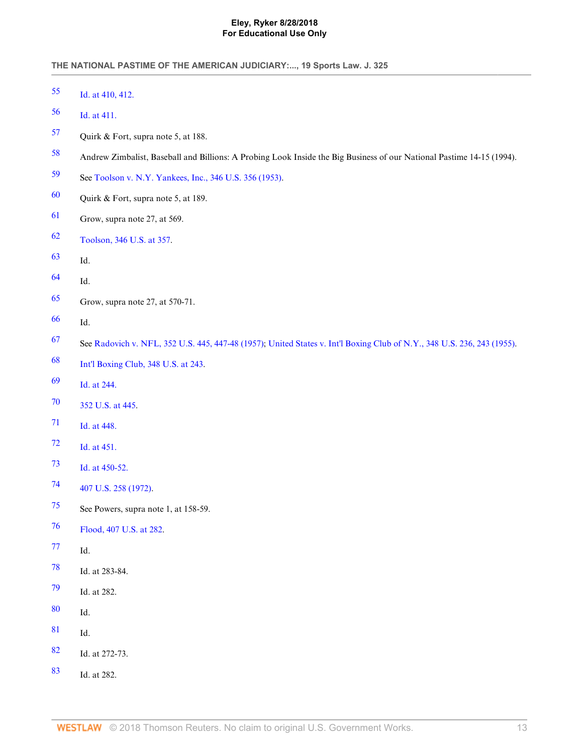55 Id. at 410, 412.

56 Id. at 411.

57 Quirk & Fort, supra note 5, at 188.

58 Andrew Zimbalist, Baseball and Billions: A Probing Look Inside the Big Business of our National Pastime 14-15 (1994).

59 See Toolson v. N.Y. Yankees, Inc., 346 U.S. 356 (1953).

60 Quirk & Fort, supra note 5, at 189.

61 Grow, supra note 27, at 569.

62 Toolson, 346 U.S. at 357.

63 Id.

64 Id.

65 Grow, supra note 27, at 570-71.

66 Id.

67 See Radovich v. NFL, 352 U.S. 445, 447-48 (1957); United States v. Int'l Boxing Club of N.Y., 348 U.S. 236, 243 (1955).

68 Int'l Boxing Club, 348 U.S. at 243.

69 Id. at 244.

70 352 U.S. at 445.

71 Id. at 448.

72 Id. at 451.

73 Id. at 450-52.

74 407 U.S. 258 (1972).

75 See Powers, supra note 1, at 158-59.

76 Flood, 407 U.S. at 282.

77 Id.

78 Id. at 283-84.

79 Id. at 282.

80 Id.

81 Id.

82 Id. at 272-73.

83 Id. at 282.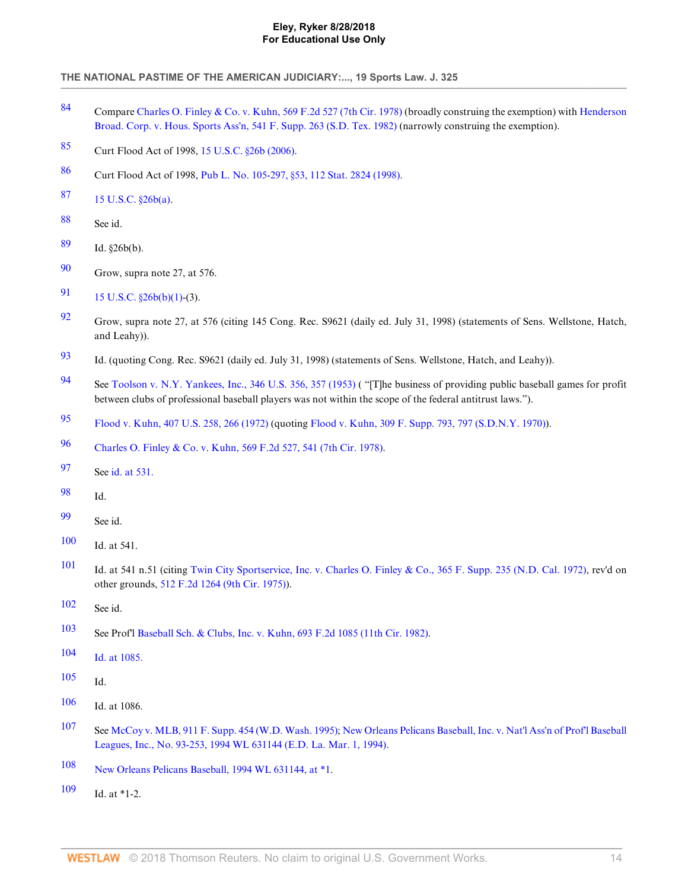84 Compare Charles O. Finley & Co. v. Kuhn, 569 F.2d 527 (7th Cir. 1978) (broadly construing the exemption) with Henderson Broad. Corp. v. Hous. Sports Ass'n, 541 F. Supp. 263 (S.D. Tex. 1982) (narrowly construing the exemption).

85 Curt Flood Act of 1998, 15 U.S.C. §26b (2006).

86 Curt Flood Act of 1998, Pub L. No. 105-297, §53, 112 Stat. 2824 (1998).

87 15 U.S.C. §26b(a).

88 See id.

89 Id. §26b(b).

90 Grow, supra note 27, at 576.

91 15 U.S.C. §26b(b)(1)-(3).

92 Grow, supra note 27, at 576 (citing 145 Cong. Rec. S9621 (daily ed. July 31, 1998) (statements of Sens. Wellstone, Hatch, and Leahy)).

93 Id. (quoting Cong. Rec. S9621 (daily ed. July 31, 1998) (statements of Sens. Wellstone, Hatch, and Leahy)).

94 See Toolson v. N.Y. Yankees, Inc., 346 U.S. 356, 357 (1953) ( "[T]he business of providing public baseball games for profit between clubs of professional baseball players was not within the scope of the federal antitrust laws.").

95 Flood v. Kuhn, 407 U.S. 258, 266 (1972) (quoting Flood v. Kuhn, 309 F. Supp. 793, 797 (S.D.N.Y. 1970)).

96 Charles O. Finley & Co. v. Kuhn, 569 F.2d 527, 541 (7th Cir. 1978).

97 See id. at 531.

98 Id.

99 See id.

100 Id. at 541.

101 Id. at 541 n.51 (citing Twin City Sportservice, Inc. v. Charles O. Finley & Co., 365 F. Supp. 235 (N.D. Cal. 1972), rev'd on other grounds, 512 F.2d 1264 (9th Cir. 1975)).

102 See id.

103 See Prof'l Baseball Sch. & Clubs, Inc. v. Kuhn, 693 F.2d 1085 (11th Cir. 1982).

104 Id. at 1085.

105 Id.

106 Id. at 1086.

107 See McCoy v. MLB, 911 F. Supp. 454 (W.D. Wash. 1995); New Orleans Pelicans Baseball, Inc. v. Nat'l Ass'n of Prof'l Baseball Leagues, Inc., No. 93-253, 1994 WL 631144 (E.D. La. Mar. 1, 1994).

108 New Orleans Pelicans Baseball, 1994 WL 631144, at *1.

109 Id. at *1-2.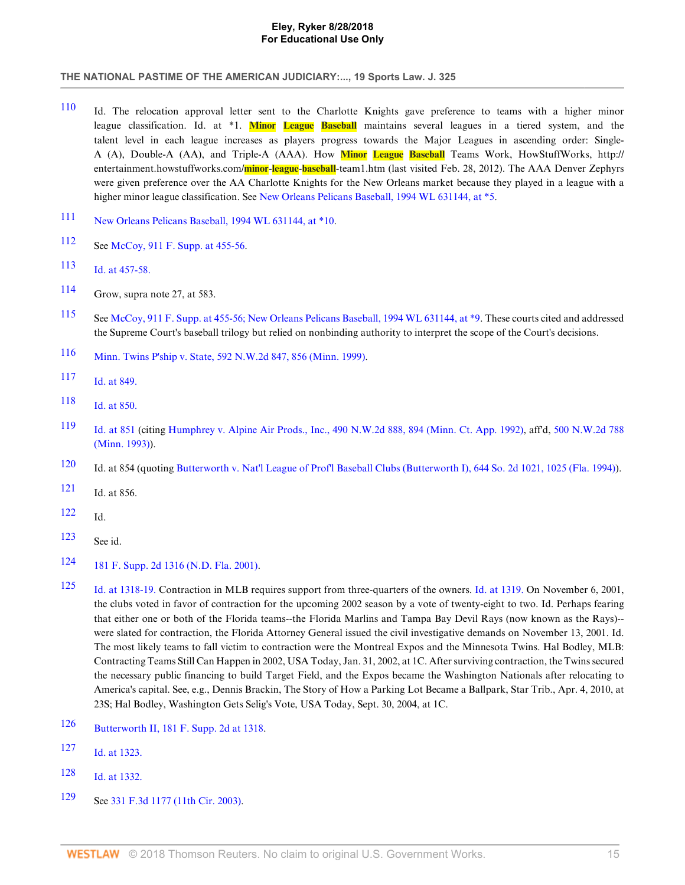110 Id. The relocation approval letter sent to the Charlotte Knights gave preference to teams with a higher minor league classification. Id. at *1. Minor League Baseball maintains several leagues in a tiered system, and the talent level in each league increases as players progress towards the Major Leagues in ascending order: Single-A (A), Double-A (AA), and Triple-A (AAA). How Minor League Baseball Teams Work, HowStuffWorks, http://entertainment.howstuffworks.com/minor-league-baseball-team1.htm (last visited Feb. 28, 2012). The AAA Denver Zephyrs were given preference over the AA Charlotte Knights for the New Orleans market because they played in a league with a higher minor league classification. See New Orleans Pelicans Baseball, 1994 WL 631144, at *5.

111 New Orleans Pelicans Baseball, 1994 WL 631144, at *10.

112 See McCoy, 911 F. Supp. at 455-56.

113 Id. at 457-58.

114 Grow, supra note 27, at 583.

115 See McCoy, 911 F. Supp. at 455-56; New Orleans Pelicans Baseball, 1994 WL 631144, at *9. These courts cited and addressed the Supreme Court's baseball trilogy but relied on nonbinding authority to interpret the scope of the Court's decisions.

116 Minn. Twins P'ship v. State, 592 N.W.2d 847, 856 (Minn. 1999).

117 Id. at 849.

118 Id. at 850.

119 Id. at 851 (citing Humphrey v. Alpine Air Prods., Inc., 490 N.W.2d 888, 894 (Minn. Ct. App. 1992), aff'd, 500 N.W.2d 788 (Minn. 1993)).

120 Id. at 854 (quoting Butterworth v. Nat'l League of Prof'l Baseball Clubs (Butterworth I), 644 So. 2d 1021, 1025 (Fla. 1994)).

121 Id. at 856.

122 Id.

123 See id.

124 181 F. Supp. 2d 1316 (N.D. Fla. 2001).

125 Id. at 1318-19. Contraction in MLB requires support from three-quarters of the owners. Id. at 1319. On November 6, 2001, the clubs voted in favor of contraction for the upcoming 2002 season by a vote of twenty-eight to two. Id. Perhaps fearing that either one or both of the Florida teams--the Florida Marlins and Tampa Bay Devil Rays (now known as the Rays)--were slated for contraction, the Florida Attorney General issued the civil investigative demands on November 13, 2001. Id. The most likely teams to fall victim to contraction were the Montreal Expos and the Minnesota Twins. Hal Bodley, MLB: Contracting Teams Still Can Happen in 2002, USA Today, Jan. 31, 2002, at 1C. After surviving contraction, the Twins secured the necessary public financing to build Target Field, and the Expos became the Washington Nationals after relocating to America's capital. See, e.g., Dennis Brackin, The Story of How a Parking Lot Became a Ballpark, Star Trib., Apr. 4, 2010, at 23S; Hal Bodley, Washington Gets Selig's Vote, USA Today, Sept. 30, 2004, at 1C.

126 Butterworth II, 181 F. Supp. 2d at 1318.

127 Id. at 1323.

128 Id. at 1332.

129 See 331 F.3d 1177 (11th Cir. 2003).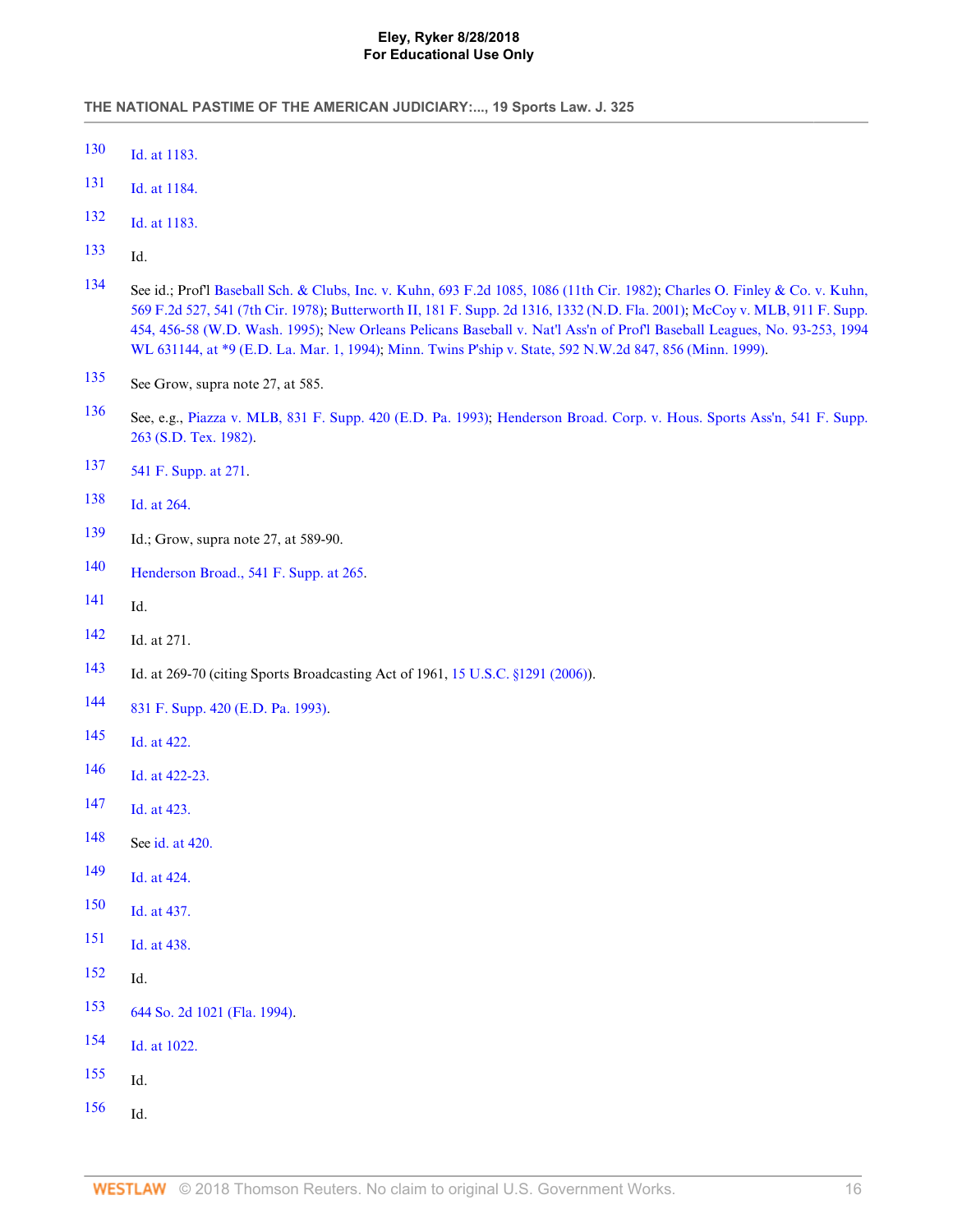130 Id. at 1183.

131 Id. at 1184.

132 Id. at 1183.

133 Id.

134 See id.; Prof'l Baseball Sch. & Clubs, Inc. v. Kuhn, 693 F.2d 1085, 1086 (11th Cir. 1982); Charles O. Finley & Co. v. Kuhn, 569 F.2d 527, 541 (7th Cir. 1978); Butterworth II, 181 F. Supp. 2d 1316, 1332 (N.D. Fla. 2001); McCoy v. MLB, 911 F. Supp. 454, 456-58 (W.D. Wash. 1995); New Orleans Pelicans Baseball v. Nat'l Ass'n of Prof'l Baseball Leagues, No. 93-253, 1994 WL 631144, at *9 (E.D. La. Mar. 1, 1994); Minn. Twins P'ship v. State, 592 N.W.2d 847, 856 (Minn. 1999).

135 See Grow, supra note 27, at 585.

136 See, e.g., Piazza v. MLB, 831 F. Supp. 420 (E.D. Pa. 1993); Henderson Broad. Corp. v. Hous. Sports Ass'n, 541 F. Supp. 263 (S.D. Tex. 1982).

137 541 F. Supp. at 271.

138 Id. at 264.

139 Id.; Grow, supra note 27, at 589-90.

140 Henderson Broad., 541 F. Supp. at 265.

141 Id.

142 Id. at 271.

143 Id. at 269-70 (citing Sports Broadcasting Act of 1961, 15 U.S.C. §1291 (2006)).

144 831 F. Supp. 420 (E.D. Pa. 1993).

145 Id. at 422.

146 Id. at 422-23.

147 Id. at 423.

148 See id. at 420.

149 Id. at 424.

150 Id. at 437.

151 Id. at 438.

152 Id.

153 644 So. 2d 1021 (Fla. 1994).

154 Id. at 1022.

155 Id.

156 Id.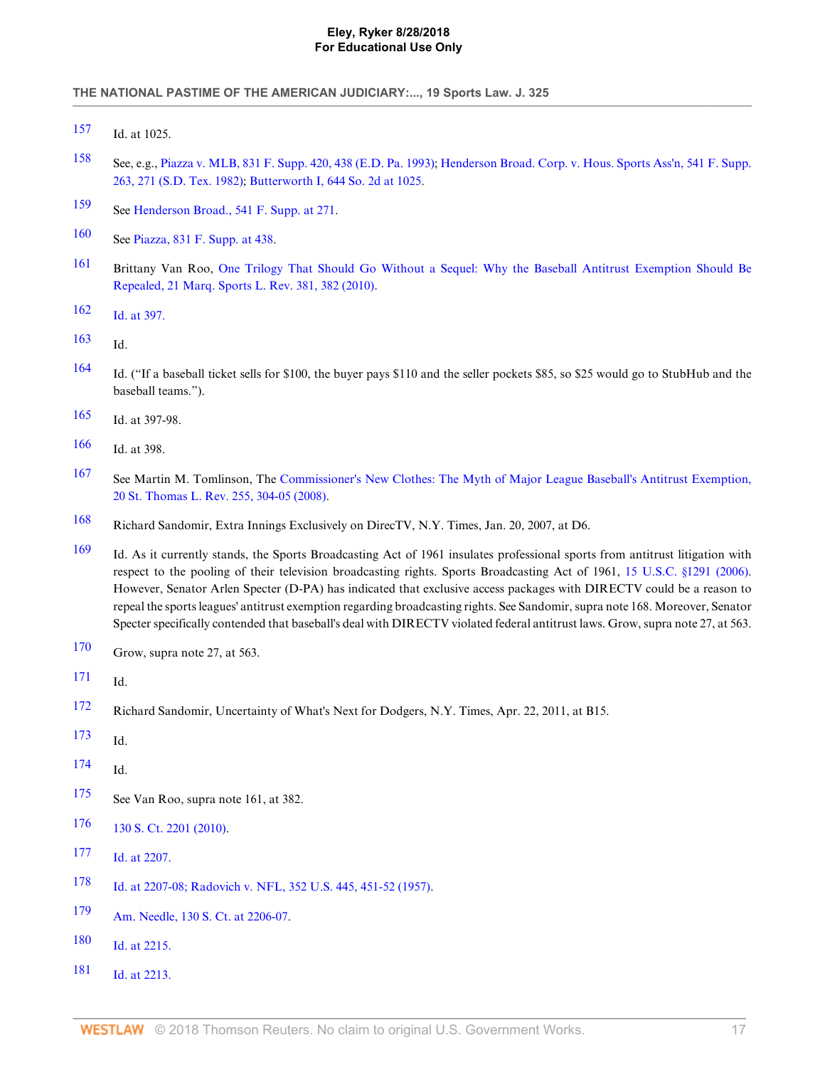157 Id. at 1025.

158 See, e.g., Piazza v. MLB, 831 F. Supp. 420, 438 (E.D. Pa. 1993); Henderson Broad. Corp. v. Hous. Sports Ass'n, 541 F. Supp. 263, 271 (S.D. Tex. 1982); Butterworth I, 644 So. 2d at 1025.

159 See Henderson Broad., 541 F. Supp. at 271.

160 See Piazza, 831 F. Supp. at 438.

161 Brittany Van Roo, One Trilogy That Should Go Without a Sequel: Why the Baseball Antitrust Exemption Should Be Repealed, 21 Marq. Sports L. Rev. 381, 382 (2010).

162 Id. at 397.

163 Id.

164 Id. ("If a baseball ticket sells for $100, the buyer pays $110 and the seller pockets $85, so $25 would go to StubHub and the baseball teams.").

165 Id. at 397-98.

166 Id. at 398.

167 See Martin M. Tomlinson, The Commissioner's New Clothes: The Myth of Major League Baseball's Antitrust Exemption, 20 St. Thomas L. Rev. 255, 304-05 (2008).

168 Richard Sandomir, Extra Innings Exclusively on DirecTV, N.Y. Times, Jan. 20, 2007, at D6.

169 Id. As it currently stands, the Sports Broadcasting Act of 1961 insulates professional sports from antitrust litigation with respect to the pooling of their television broadcasting rights. Sports Broadcasting Act of 1961, 15 U.S.C. §1291 (2006). However, Senator Arlen Specter (D-PA) has indicated that exclusive access packages with DIRECTV could be a reason to repeal the sports leagues' antitrust exemption regarding broadcasting rights. See Sandomir, supra note 168. Moreover, Senator Specter specifically contended that baseball's deal with DIRECTV violated federal antitrust laws. Grow, supra note 27, at 563.

170 Grow, supra note 27, at 563.

171 Id.

172 Richard Sandomir, Uncertainty of What's Next for Dodgers, N.Y. Times, Apr. 22, 2011, at B15.

173 Id.

174 Id.

175 See Van Roo, supra note 161, at 382.

176 130 S. Ct. 2201 (2010).

177 Id. at 2207.

178 Id. at 2207-08; Radovich v. NFL, 352 U.S. 445, 451-52 (1957).

179 Am. Needle, 130 S. Ct. at 2206-07.

180 Id. at 2215.

181 Id. at 2213.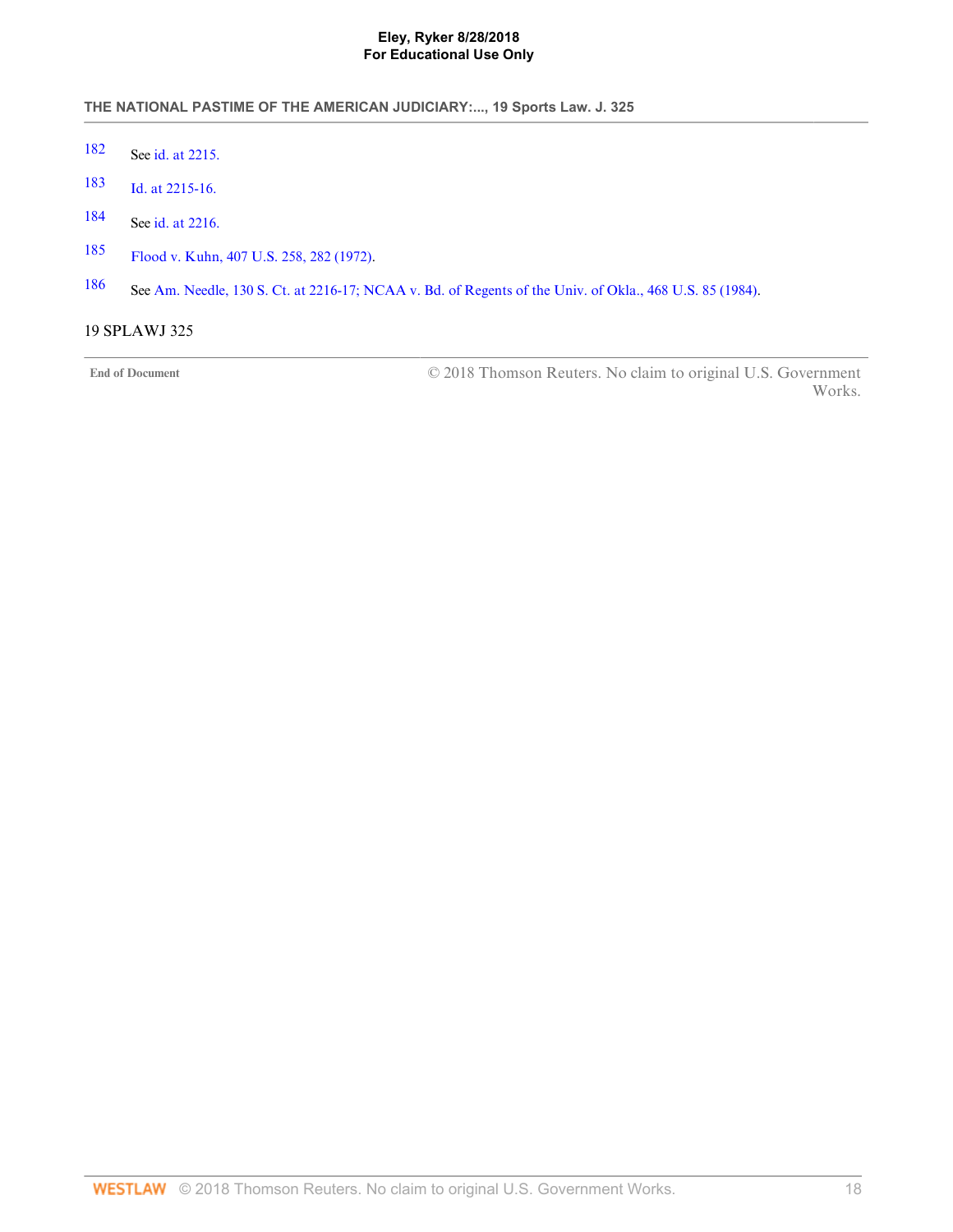182 See id. at 2215.

183 Id. at 2215-16.

184 See id. at 2216.

185 Flood v. Kuhn, 407 U.S. 258, 282 (1972).

186 See Am. Needle, 130 S. Ct. at 2216-17; NCAA v. Bd. of Regents of the Univ. of Okla., 468 U.S. 85 (1984).

19 SPLAWJ 325

End of Document © 2018 Thomson Reuters. No claim to original U.S. Government Works.